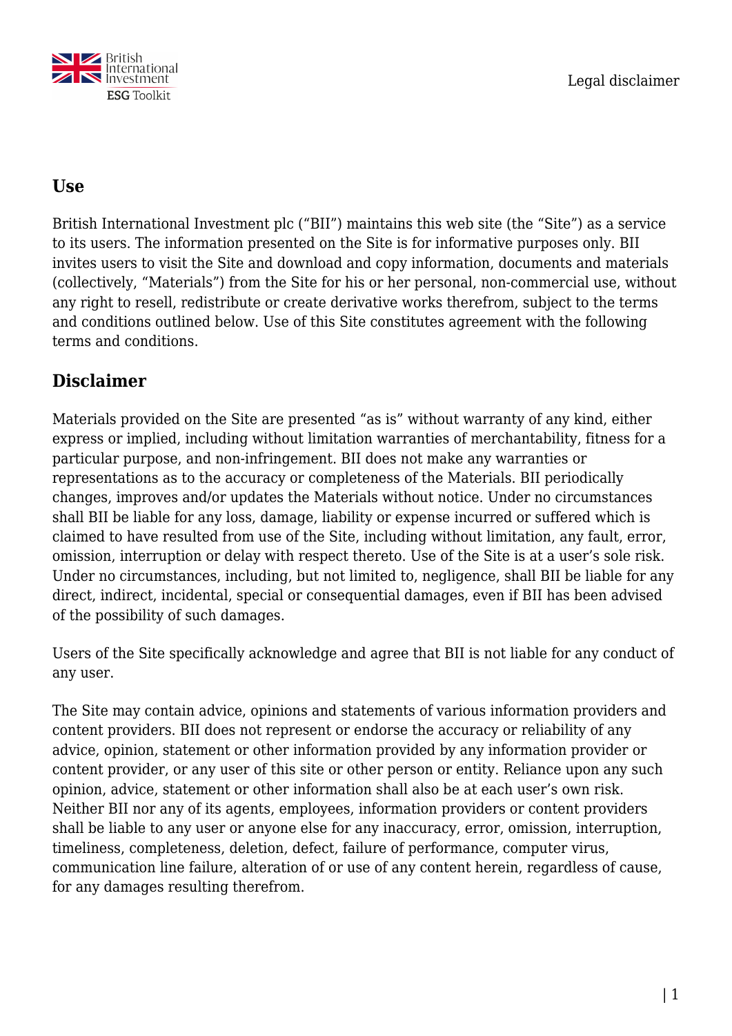## Use

British International Investment plc ("BII") maintains this web site (the "Site") as a service to its users. The information presented on the Site is for informative purposes only. BII invites users to visit the Site and download and copy information, documents and materials (collectively, "Materials") from the Site for his or her personal, non-commercial use, without any right to resell, redistribute or create derivative works therefrom, subject to the terms and conditions outlined below. Use of this Site constitutes agreement with the following terms and conditions.

## Disclaimer

Materials provided on the Site are presented "as is" without warranty of any kind, either express or implied, including without limitation warranties of merchantability, fitness for a particular purpose, and non-infringement. BII does not make any warranties or representations as to the accuracy or completeness of the Materials. BII periodically changes, improves and/or updates the Materials without notice. Under no circumstances shall BII be liable for any loss, damage, liability or expense incurred or suffered which is claimed to have resulted from use of the Site, including without limitation, any fault, error, omission, interruption or delay with respect thereto. Use of the Site is at a user's sole risk. Under no circumstances, including, but not limited to, negligence, shall BII be liable for any direct, indirect, incidental, special or consequential damages, even if BII has been advised of the possibility of such damages.

Users of the Site specifically acknowledge and agree that BII is not liable for any conduct of any user.

The Site may contain advice, opinions and statements of various information providers and content providers. BII does not represent or endorse the accuracy or reliability of any advice, opinion, statement or other information provided by any information provider or content provider, or any user of this site or other person or entity. Reliance upon any such opinion, advice, statement or other information shall also be at each user's own risk. Neither BII nor any of its agents, employees, information providers or content providers shall be liable to any user or anyone else for any inaccuracy, error, omission, interruption, timeliness, completeness, deletion, defect, failure of performance, computer virus, communication line failure, alteration of or use of any content herein, regardless of cause, for any damages resulting therefrom.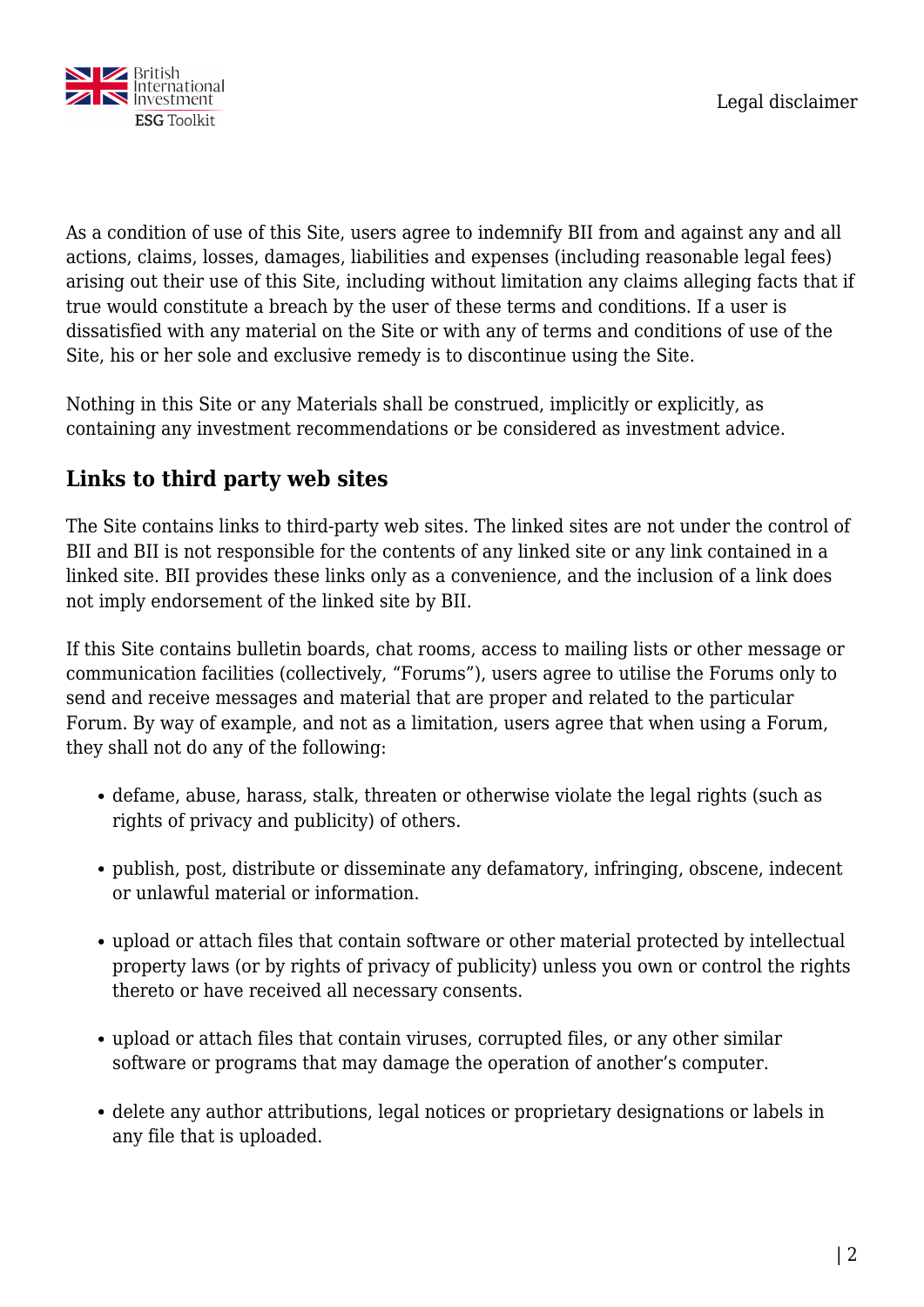As a condition of use of this Site, users agree to indemnify BII from and against any and all actions, claims, losses, damages, liabilities and expenses (including reasonable legal fees) arising out their use of this Site, including without limitation any claims alleging facts that if true would constitute a breach by the user of these terms and conditions. If a user is dissatisfied with any material on the Site or with any of terms and conditions of use of the Site, his or her sole and exclusive remedy is to discontinue using the Site.

Nothing in this Site or any Materials shall be construed, implicitly or explicitly, as containing any investment recommendations or be considered as investment advice.

## Links to third party web sites

The Site contains links to third-party web sites. The linked sites are not under the control of BII and BII is not responsible for the contents of any linked site or any link contained in a linked site. BII provides these links only as a convenience, and the inclusion of a link does not imply endorsement of the linked site by BII.

If this Site contains bulletin boards, chat rooms, access to mailing lists or other message or communication facilities (collectively, "Forums"), users agree to utilise the Forums only to send and receive messages and material that are proper and related to the particular Forum. By way of example, and not as a limitation, users agree that when using a Forum, they shall not do any of the following:

- defame, abuse, harass, stalk, threaten or otherwise violate the legal rights (such as rights of privacy and publicity) of others.
- publish, post, distribute or disseminate any defamatory, infringing, obscene, indecent or unlawful material or information.
- upload or attach files that contain software or other material protected by intellectual property laws (or by rights of privacy of publicity) unless you own or control the rights thereto or have received all necessary consents.
- upload or attach files that contain viruses, corrupted files, or any other similar software or programs that may damage the operation of another's computer.
- delete any author attributions, legal notices or proprietary designations or labels in any file that is uploaded.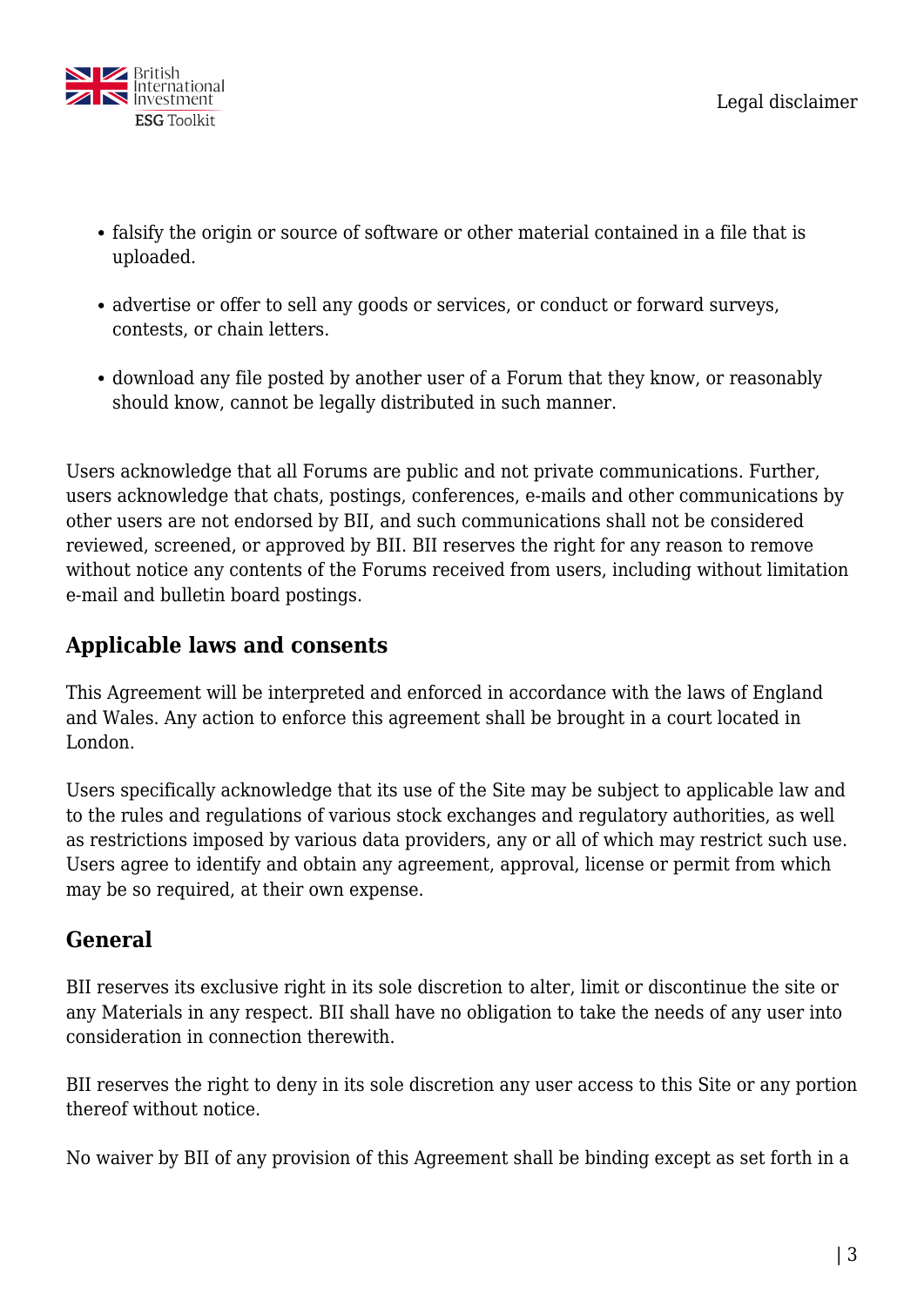- falsify the origin or source of software or other material contained in a file that is uploaded.
- advertise or offer to sell any goods or services, or conduct or forward surveys, contests, or chain letters.
- download any file posted by another user of a Forum that they know, or reasonably should know, cannot be legally distributed in such manner.

Users acknowledge that all Forums are public and not private communications. Further, users acknowledge that chats, postings, conferences, e-mails and other communications by other users are not endorsed by BII, and such communications shall not be considered reviewed, screened, or approved by BII. BII reserves the right for any reason to remove without notice any contents of the Forums received from users, including without limitation e-mail and bulletin board postings.

## Applicable laws and consents

This Agreement will be interpreted and enforced in accordance with the laws of England and Wales. Any action to enforce this agreement shall be brought in a court located in London.

Users specifically acknowledge that its use of the Site may be subject to applicable law and to the rules and regulations of various stock exchanges and regulatory authorities, as well as restrictions imposed by various data providers, any or all of which may restrict such use. Users agree to identify and obtain any agreement, approval, license or permit from which may be so required, at their own expense.

## General

BII reserves its exclusive right in its sole discretion to alter, limit or discontinue the site or any Materials in any respect. BII shall have no obligation to take the needs of any user into consideration in connection therewith.

BII reserves the right to deny in its sole discretion any user access to this Site or any portion thereof without notice.

No waiver by BII of any provision of this Agreement shall be binding except as set forth in a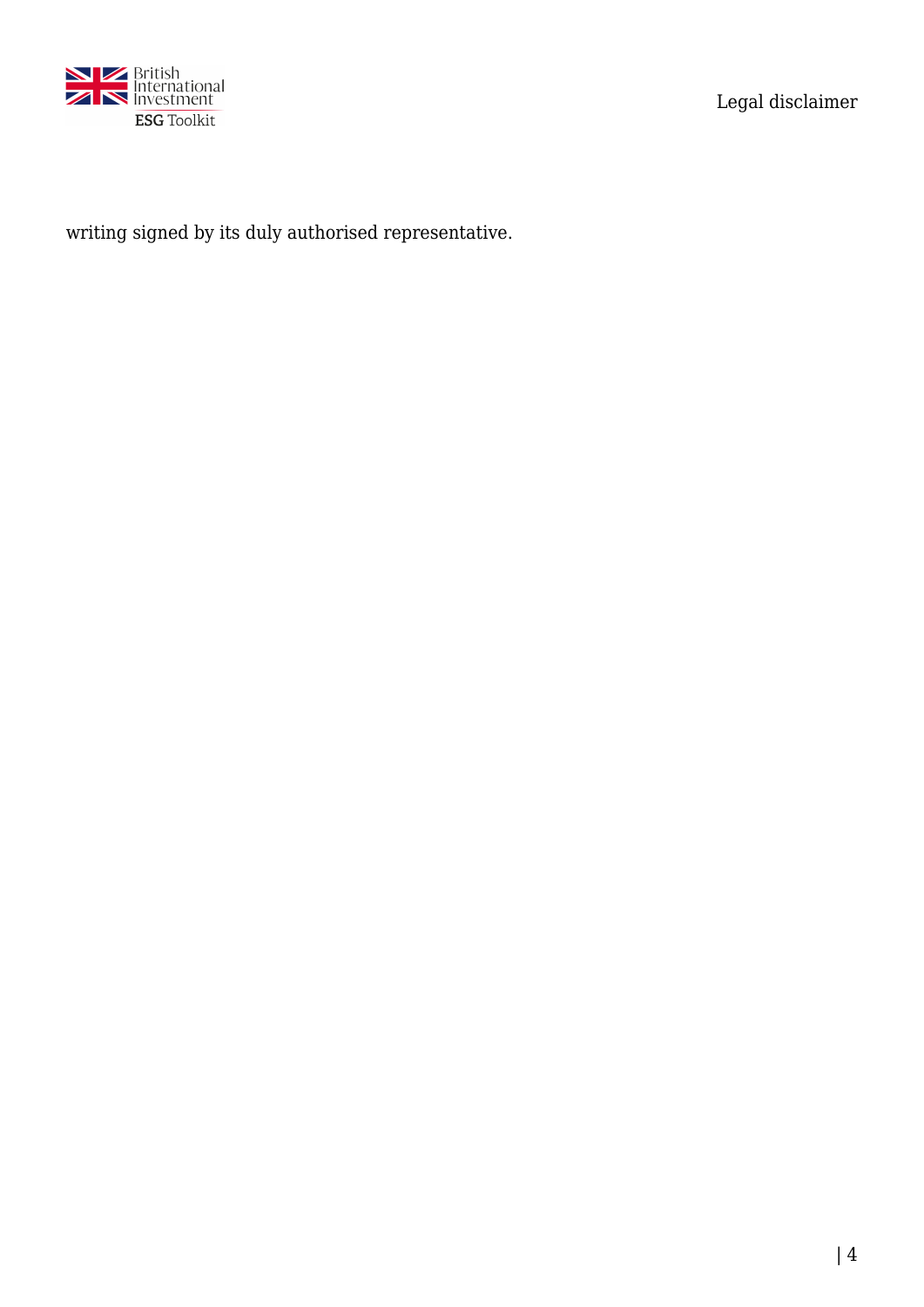writing signed by its duly authorised representative.